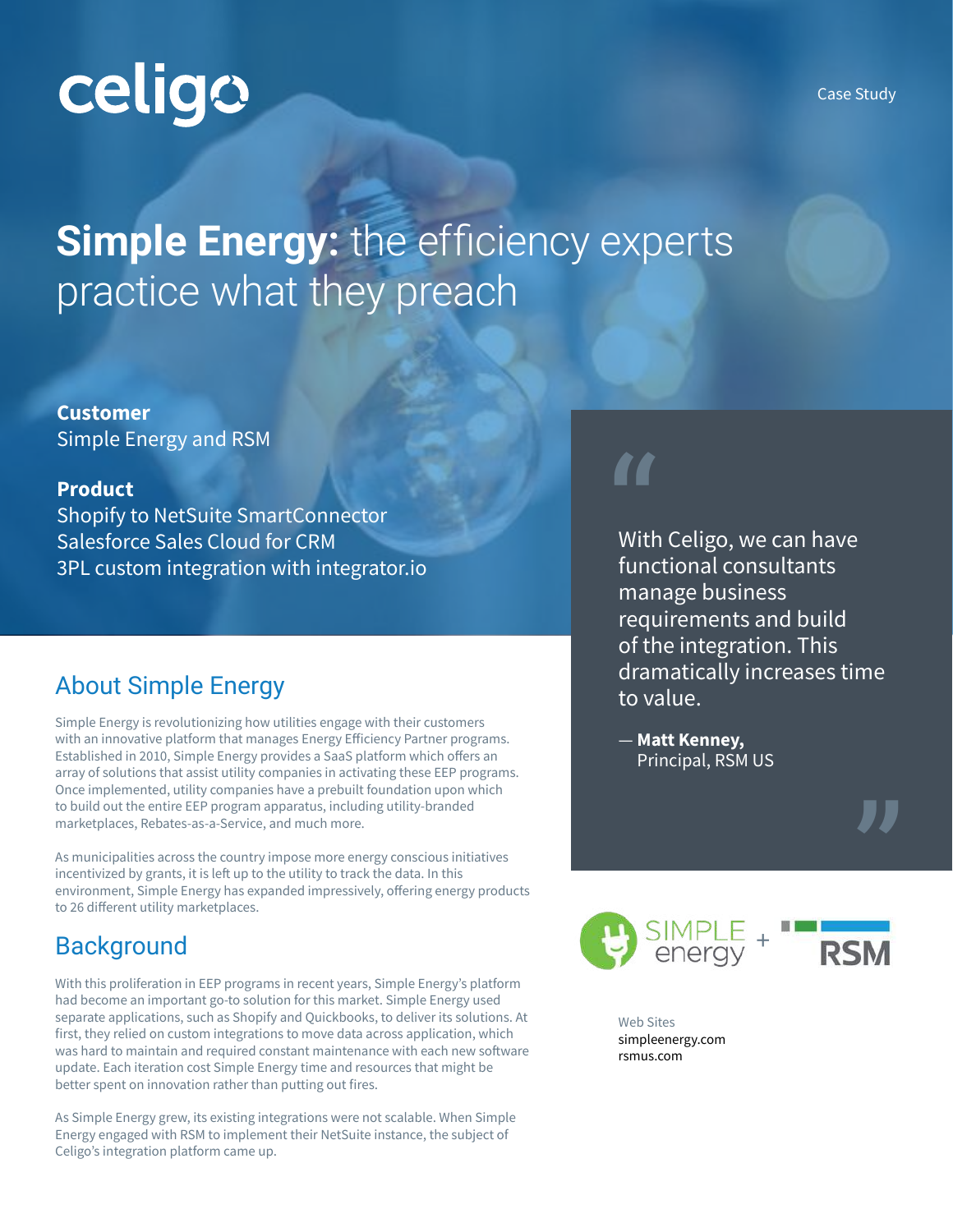celigo

Case Study

# **Simple Energy:** the efficiency experts practice what they preach

**Customer**
Simple Energy and RSM

**Product**
Shopify to NetSuite SmartConnector
Salesforce Sales Cloud for CRM
3PL custom integration with integrator.io

> With Celigo, we can have functional consultants manage business requirements and build of the integration. This dramatically increases time to value.
>
> — **Matt Kenney,**
> Principal, RSM US

Web Sites
simpleenergy.com
rsmus.com

## About Simple Energy

Simple Energy is revolutionizing how utilities engage with their customers with an innovative platform that manages Energy Efficiency Partner programs. Established in 2010, Simple Energy provides a SaaS platform which offers an array of solutions that assist utility companies in activating these EEP programs. Once implemented, utility companies have a prebuilt foundation upon which to build out the entire EEP program apparatus, including utility-branded marketplaces, Rebates-as-a-Service, and much more.

As municipalities across the country impose more energy conscious initiatives incentivized by grants, it is left up to the utility to track the data. In this environment, Simple Energy has expanded impressively, offering energy products to 26 different utility marketplaces.

## Background

With this proliferation in EEP programs in recent years, Simple Energy's platform had become an important go-to solution for this market. Simple Energy used separate applications, such as Shopify and Quickbooks, to deliver its solutions. At first, they relied on custom integrations to move data across application, which was hard to maintain and required constant maintenance with each new software update. Each iteration cost Simple Energy time and resources that might be better spent on innovation rather than putting out fires.

As Simple Energy grew, its existing integrations were not scalable. When Simple Energy engaged with RSM to implement their NetSuite instance, the subject of Celigo's integration platform came up.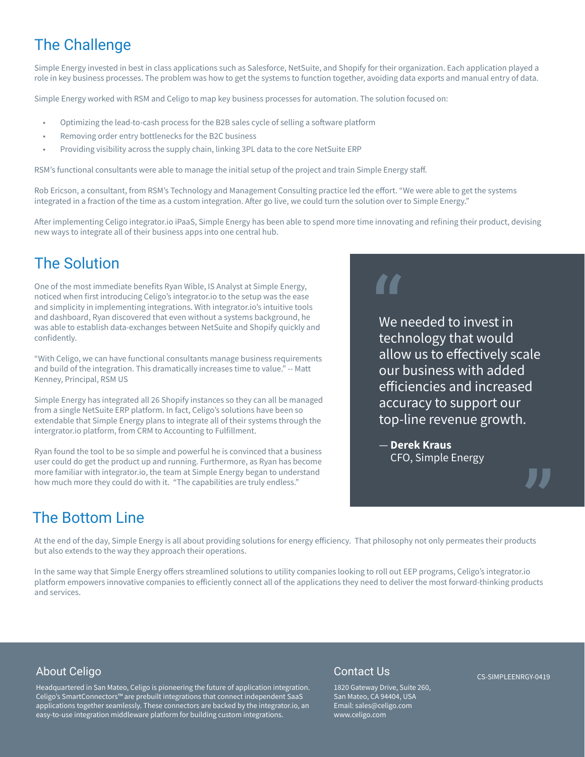## The Challenge

Simple Energy invested in best in class applications such as Salesforce, NetSuite, and Shopify for their organization. Each application played a role in key business processes. The problem was how to get the systems to function together, avoiding data exports and manual entry of data.

Simple Energy worked with RSM and Celigo to map key business processes for automation. The solution focused on:

- Optimizing the lead-to-cash process for the B2B sales cycle of selling a software platform
- Removing order entry bottlenecks for the B2C business
- Providing visibility across the supply chain, linking 3PL data to the core NetSuite ERP

RSM's functional consultants were able to manage the initial setup of the project and train Simple Energy staff.

Rob Ericson, a consultant, from RSM's Technology and Management Consulting practice led the effort. "We were able to get the systems integrated in a fraction of the time as a custom integration. After go live, we could turn the solution over to Simple Energy."

After implementing Celigo integrator.io iPaaS, Simple Energy has been able to spend more time innovating and refining their product, devising new ways to integrate all of their business apps into one central hub.

## The Solution

One of the most immediate benefits Ryan Wible, IS Analyst at Simple Energy, noticed when first introducing Celigo's integrator.io to the setup was the ease and simplicity in implementing integrations. With integrator.io's intuitive tools and dashboard, Ryan discovered that even without a systems background, he was able to establish data-exchanges between NetSuite and Shopify quickly and confidently.

"With Celigo, we can have functional consultants manage business requirements and build of the integration. This dramatically increases time to value." -- Matt Kenney, Principal, RSM US

Simple Energy has integrated all 26 Shopify instances so they can all be managed from a single NetSuite ERP platform. In fact, Celigo's solutions have been so extendable that Simple Energy plans to integrate all of their systems through the intergrator.io platform, from CRM to Accounting to Fulfillment.

Ryan found the tool to be so simple and powerful he is convinced that a business user could do get the product up and running. Furthermore, as Ryan has become more familiar with integrator.io, the team at Simple Energy began to understand how much more they could do with it. "The capabilities are truly endless."

> We needed to invest in technology that would allow us to effectively scale our business with added efficiencies and increased accuracy to support our top-line revenue growth.
>
> — **Derek Kraus**
> CFO, Simple Energy

## The Bottom Line

At the end of the day, Simple Energy is all about providing solutions for energy efficiency. That philosophy not only permeates their products but also extends to the way they approach their operations.

In the same way that Simple Energy offers streamlined solutions to utility companies looking to roll out EEP programs, Celigo's integrator.io platform empowers innovative companies to efficiently connect all of the applications they need to deliver the most forward-thinking products and services.

### About Celigo

Headquartered in San Mateo, Celigo is pioneering the future of application integration. Celigo's SmartConnectors™ are prebuilt integrations that connect independent SaaS applications together seamlessly. These connectors are backed by the integrator.io, an easy-to-use integration middleware platform for building custom integrations.

### Contact Us

1820 Gateway Drive, Suite 260,
San Mateo, CA 94404, USA
Email: sales@celigo.com
www.celigo.com

CS-SIMPLEENRGY-0419